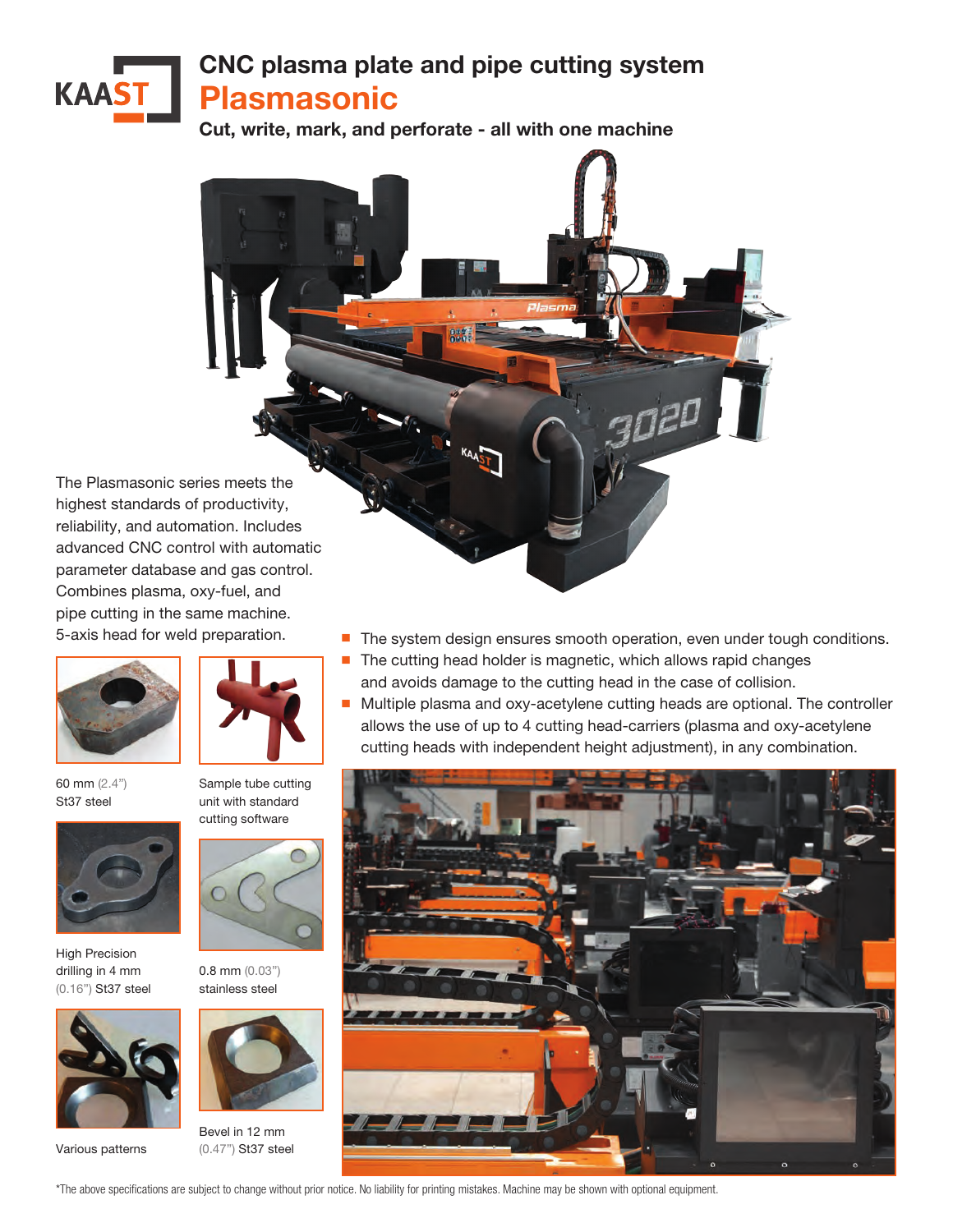# CNC plasma plate and pipe cutting system

## Plasmasonic

**Cut, write, mark, and perforate - all with one machine**

The Plasmasonic series meets the highest standards of productivity, reliability, and automation. Includes advanced CNC control with automatic parameter database and gas control. Combines plasma, oxy-fuel, and pipe cutting in the same machine. 5-axis head for weld preparation.

- The system design ensures smooth operation, even under tough conditions.
- The cutting head holder is magnetic, which allows rapid changes and avoids damage to the cutting head in the case of collision.
- Multiple plasma and oxy-acetylene cutting heads are optional. The controller allows the use of up to 4 cutting head-carriers (plasma and oxy-acetylene cutting heads with independent height adjustment), in any combination.

60 mm (2.4") St37 steel

Sample tube cutting unit with standard cutting software

High Precision drilling in 4 mm (0.16") St37 steel

0.8 mm (0.03") stainless steel

Various patterns

Bevel in 12 mm (0.47") St37 steel

*The above specifications are subject to change without prior notice. No liability for printing mistakes. Machine may be shown with optional equipment.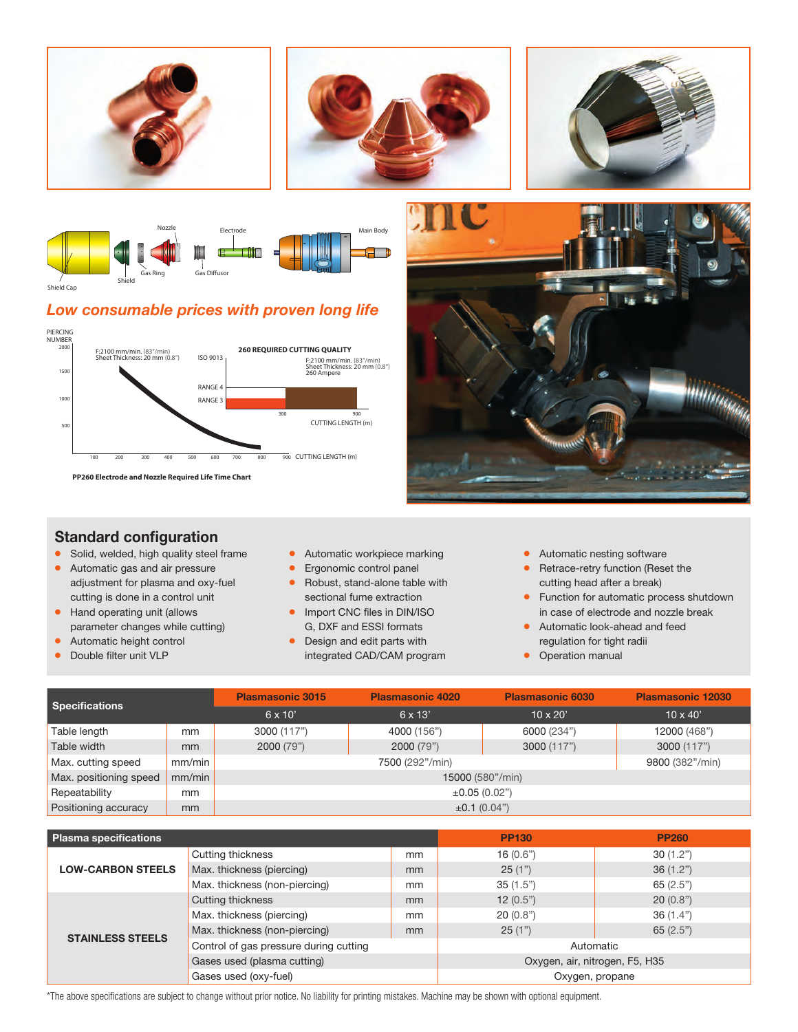Nozzle
Electrode
Main Body
Shield Cap
Shield
Gas Ring
Gas Diffusor

## *Low consumable prices with proven long life*

PIERCING NUMBER
2000
1500
1000
500
F:2100 mm/min. (83"/min)
Sheet Thickness: 20 mm (0.8")
100 200 300 400 500 600 700 800 900 CUTTING LENGTH (m)

260 REQUIRED CUTTING QUALITY
ISO 9013
F:2100 mm/min. (83"/min)
Sheet Thickness: 20 mm (0.8")
260 Ampere
RANGE 4
RANGE 3
300 900
CUTTING LENGTH (m)

**PP260 Electrode and Nozzle Required Life Time Chart**

## Standard configuration

- Solid, welded, high quality steel frame
- Automatic gas and air pressure adjustment for plasma and oxy-fuel cutting is done in a control unit
- Hand operating unit (allows parameter changes while cutting)
- Automatic height control
- Double filter unit VLP
- Automatic workpiece marking
- Ergonomic control panel
- Robust, stand-alone table with sectional fume extraction
- Import CNC files in DIN/ISO G, DXF and ESSI formats
- Design and edit parts with integrated CAD/CAM program
- Automatic nesting software
- Retrace-retry function (Reset the cutting head after a break)
- Function for automatic process shutdown in case of electrode and nozzle break
- Automatic look-ahead and feed regulation for tight radii
- Operation manual

| Specifications | | Plasmasonic 3015 | Plasmasonic 4020 | Plasmasonic 6030 | Plasmasonic 12030 |
|---|---|---|---|---|---|
| | | 6 x 10' | 6 x 13' | 10 x 20' | 10 x 40' |
| Table length | mm | 3000 (117") | 4000 (156") | 6000 (234") | 12000 (468") |
| Table width | mm | 2000 (79") | 2000 (79") | 3000 (117") | 3000 (117") |
| Max. cutting speed | mm/min | 7500 (292"/min) | | | 9800 (382"/min) |
| Max. positioning speed | mm/min | 15000 (580"/min) | | | |
| Repeatability | mm | ±0.05 (0.02") | | | |
| Positioning accuracy | mm | ±0.1 (0.04") | | | |

| Plasma specifications | | | PP130 | PP260 |
|---|---|---|---|---|
| LOW-CARBON STEELS | Cutting thickness | mm | 16 (0.6") | 30 (1.2") |
| | Max. thickness (piercing) | mm | 25 (1") | 36 (1.2") |
| | Max. thickness (non-piercing) | mm | 35 (1.5") | 65 (2.5") |
| STAINLESS STEELS | Cutting thickness | mm | 12 (0.5") | 20 (0.8") |
| | Max. thickness (piercing) | mm | 20 (0.8") | 36 (1.4") |
| | Max. thickness (non-piercing) | mm | 25 (1") | 65 (2.5") |
| | Control of gas pressure during cutting | | Automatic | |
| | Gases used (plasma cutting) | | Oxygen, air, nitrogen, F5, H35 | |
| | Gases used (oxy-fuel) | | Oxygen, propane | |

*The above specifications are subject to change without prior notice. No liability for printing mistakes. Machine may be shown with optional equipment.